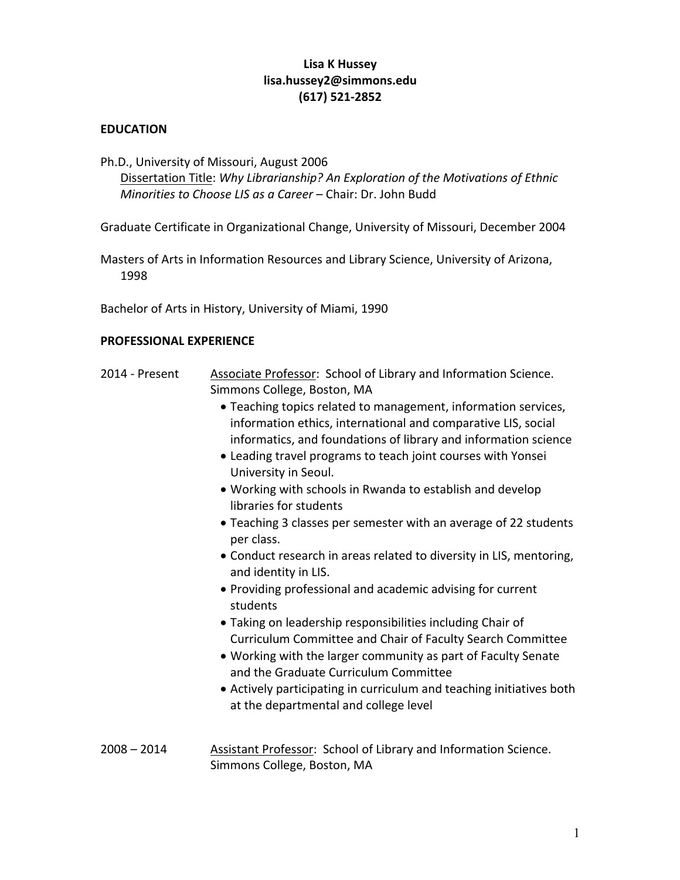**Lisa K Hussey**
**lisa.hussey2@simmons.edu**
**(617) 521-2852**

## EDUCATION

Ph.D., University of Missouri, August 2006
Dissertation Title: *Why Librarianship? An Exploration of the Motivations of Ethnic Minorities to Choose LIS as a Career* – Chair: Dr. John Budd

Graduate Certificate in Organizational Change, University of Missouri, December 2004

Masters of Arts in Information Resources and Library Science, University of Arizona, 1998

Bachelor of Arts in History, University of Miami, 1990

## PROFESSIONAL EXPERIENCE

2014 - Present — Associate Professor: School of Library and Information Science. Simmons College, Boston, MA

- Teaching topics related to management, information services, information ethics, international and comparative LIS, social informatics, and foundations of library and information science
- Leading travel programs to teach joint courses with Yonsei University in Seoul.
- Working with schools in Rwanda to establish and develop libraries for students
- Teaching 3 classes per semester with an average of 22 students per class.
- Conduct research in areas related to diversity in LIS, mentoring, and identity in LIS.
- Providing professional and academic advising for current students
- Taking on leadership responsibilities including Chair of Curriculum Committee and Chair of Faculty Search Committee
- Working with the larger community as part of Faculty Senate and the Graduate Curriculum Committee
- Actively participating in curriculum and teaching initiatives both at the departmental and college level

2008 – 2014 — Assistant Professor: School of Library and Information Science. Simmons College, Boston, MA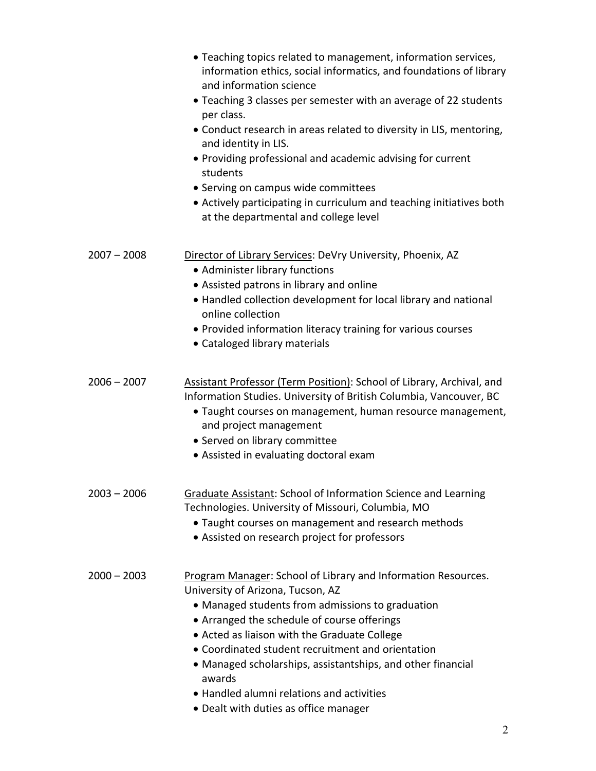- Teaching topics related to management, information services, information ethics, social informatics, and foundations of library and information science
- Teaching 3 classes per semester with an average of 22 students per class.
- Conduct research in areas related to diversity in LIS, mentoring, and identity in LIS.
- Providing professional and academic advising for current students
- Serving on campus wide committees
- Actively participating in curriculum and teaching initiatives both at the departmental and college level

2007 – 2008 Director of Library Services: DeVry University, Phoenix, AZ

- Administer library functions
- Assisted patrons in library and online
- Handled collection development for local library and national online collection
- Provided information literacy training for various courses
- Cataloged library materials

2006 – 2007 Assistant Professor (Term Position): School of Library, Archival, and Information Studies. University of British Columbia, Vancouver, BC

- Taught courses on management, human resource management, and project management
- Served on library committee
- Assisted in evaluating doctoral exam

2003 – 2006 Graduate Assistant: School of Information Science and Learning Technologies. University of Missouri, Columbia, MO

- Taught courses on management and research methods
- Assisted on research project for professors

2000 – 2003 Program Manager: School of Library and Information Resources. University of Arizona, Tucson, AZ

- Managed students from admissions to graduation
- Arranged the schedule of course offerings
- Acted as liaison with the Graduate College
- Coordinated student recruitment and orientation
- Managed scholarships, assistantships, and other financial awards
- Handled alumni relations and activities
- Dealt with duties as office manager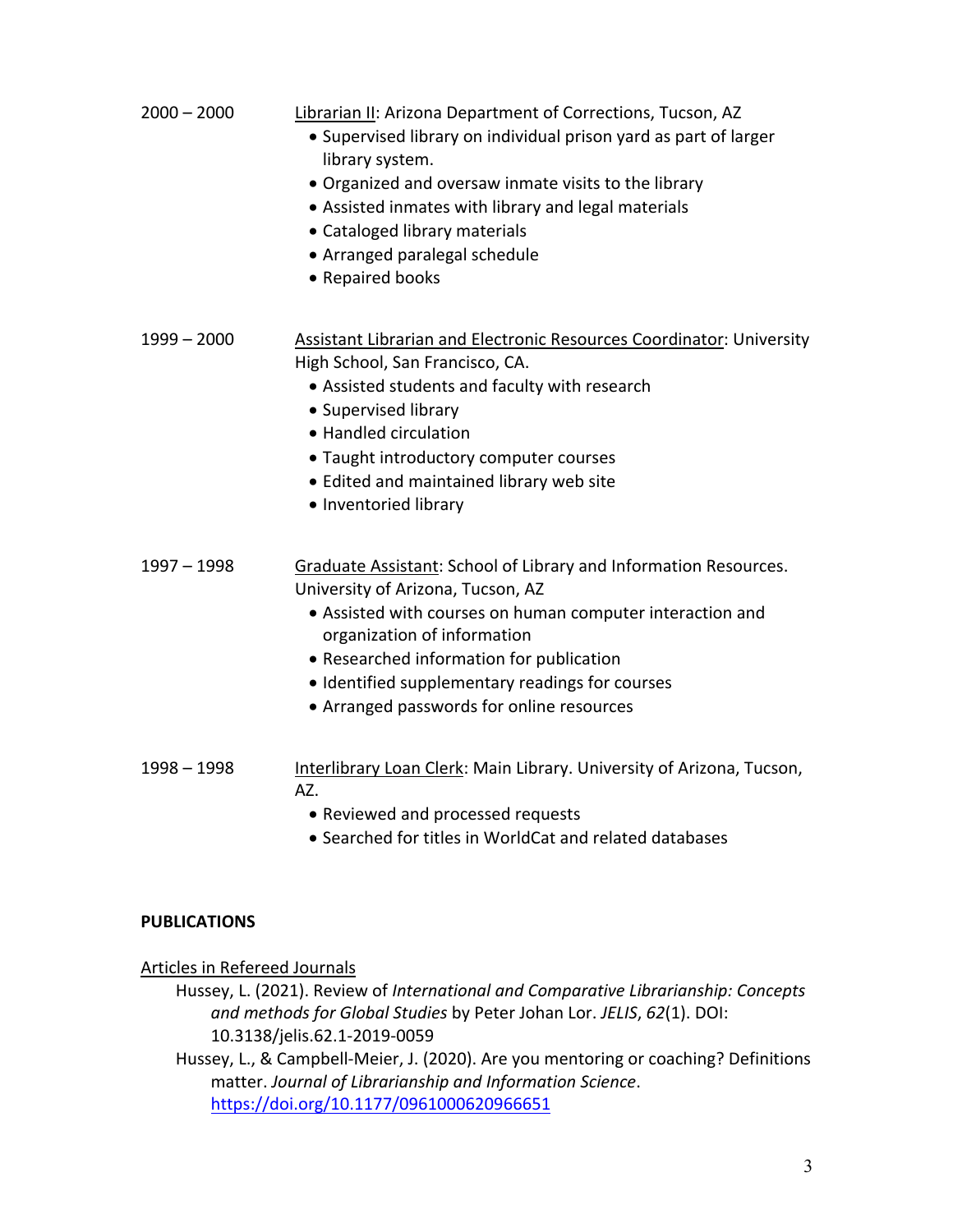2000 – 2000 Librarian II: Arizona Department of Corrections, Tucson, AZ

- Supervised library on individual prison yard as part of larger library system.
- Organized and oversaw inmate visits to the library
- Assisted inmates with library and legal materials
- Cataloged library materials
- Arranged paralegal schedule
- Repaired books

1999 – 2000 Assistant Librarian and Electronic Resources Coordinator: University High School, San Francisco, CA.

- Assisted students and faculty with research
- Supervised library
- Handled circulation
- Taught introductory computer courses
- Edited and maintained library web site
- Inventoried library

1997 – 1998 Graduate Assistant: School of Library and Information Resources. University of Arizona, Tucson, AZ

- Assisted with courses on human computer interaction and organization of information
- Researched information for publication
- Identified supplementary readings for courses
- Arranged passwords for online resources

1998 – 1998 Interlibrary Loan Clerk: Main Library. University of Arizona, Tucson, AZ.

- Reviewed and processed requests
- Searched for titles in WorldCat and related databases

**PUBLICATIONS**

Articles in Refereed Journals

Hussey, L. (2021). Review of *International and Comparative Librarianship: Concepts and methods for Global Studies* by Peter Johan Lor. *JELIS*, *62*(1). DOI: 10.3138/jelis.62.1-2019-0059

Hussey, L., & Campbell-Meier, J. (2020). Are you mentoring or coaching? Definitions matter. *Journal of Librarianship and Information Science*. https://doi.org/10.1177/0961000620966651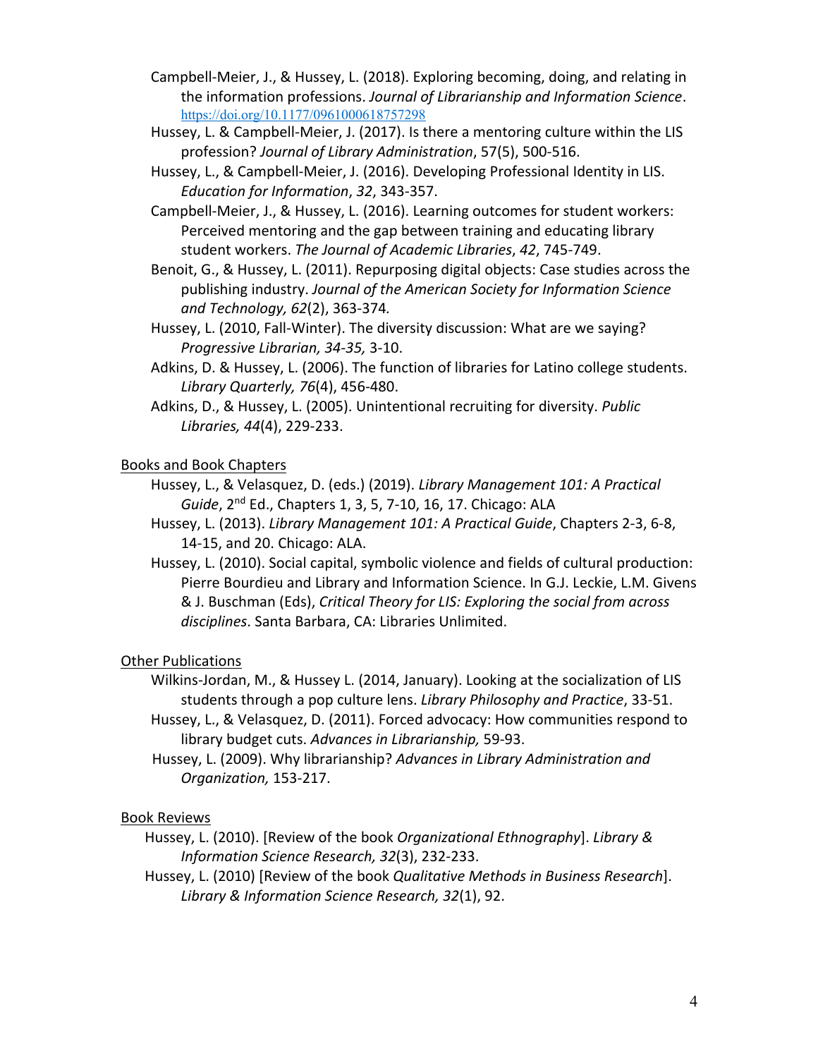Campbell-Meier, J., & Hussey, L. (2018). Exploring becoming, doing, and relating in the information professions. *Journal of Librarianship and Information Science*. https://doi.org/10.1177/0961000618757298

Hussey, L. & Campbell-Meier, J. (2017). Is there a mentoring culture within the LIS profession? *Journal of Library Administration*, 57(5), 500-516.

Hussey, L., & Campbell-Meier, J. (2016). Developing Professional Identity in LIS. *Education for Information*, *32*, 343-357.

Campbell-Meier, J., & Hussey, L. (2016). Learning outcomes for student workers: Perceived mentoring and the gap between training and educating library student workers. *The Journal of Academic Libraries*, *42*, 745-749.

Benoit, G., & Hussey, L. (2011). Repurposing digital objects: Case studies across the publishing industry. *Journal of the American Society for Information Science and Technology, 62*(2), 363-374.

Hussey, L. (2010, Fall-Winter). The diversity discussion: What are we saying? *Progressive Librarian, 34-35,* 3-10.

Adkins, D. & Hussey, L. (2006). The function of libraries for Latino college students. *Library Quarterly, 76*(4), 456-480.

Adkins, D., & Hussey, L. (2005). Unintentional recruiting for diversity. *Public Libraries, 44*(4), 229-233.

Books and Book Chapters

Hussey, L., & Velasquez, D. (eds.) (2019). *Library Management 101: A Practical Guide*, 2nd Ed., Chapters 1, 3, 5, 7-10, 16, 17. Chicago: ALA

Hussey, L. (2013). *Library Management 101: A Practical Guide*, Chapters 2-3, 6-8, 14-15, and 20. Chicago: ALA.

Hussey, L. (2010). Social capital, symbolic violence and fields of cultural production: Pierre Bourdieu and Library and Information Science. In G.J. Leckie, L.M. Givens & J. Buschman (Eds), *Critical Theory for LIS: Exploring the social from across disciplines*. Santa Barbara, CA: Libraries Unlimited.

Other Publications

Wilkins-Jordan, M., & Hussey L. (2014, January). Looking at the socialization of LIS students through a pop culture lens. *Library Philosophy and Practice*, 33-51.

Hussey, L., & Velasquez, D. (2011). Forced advocacy: How communities respond to library budget cuts. *Advances in Librarianship,* 59-93.

Hussey, L. (2009). Why librarianship? *Advances in Library Administration and Organization,* 153-217.

Book Reviews

Hussey, L. (2010). [Review of the book *Organizational Ethnography*]. *Library & Information Science Research, 32*(3), 232-233.

Hussey, L. (2010) [Review of the book *Qualitative Methods in Business Research*]. *Library & Information Science Research, 32*(1), 92.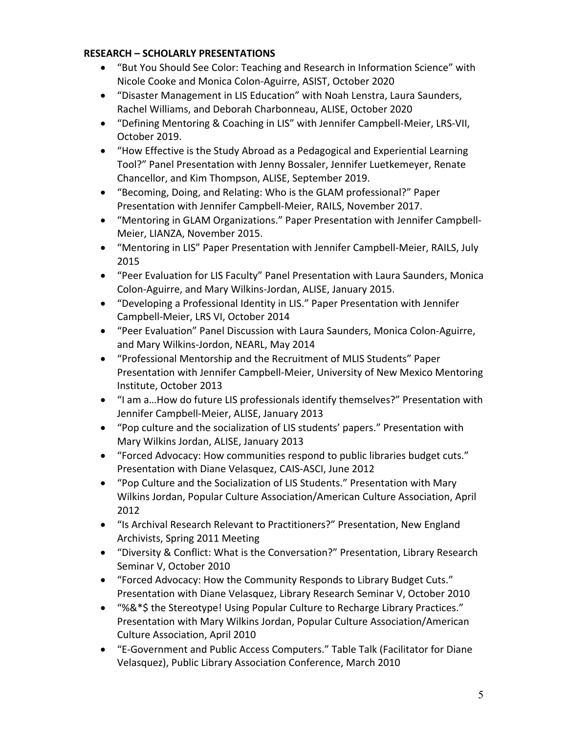**RESEARCH – SCHOLARLY PRESENTATIONS**

- "But You Should See Color: Teaching and Research in Information Science" with Nicole Cooke and Monica Colon-Aguirre, ASIST, October 2020
- "Disaster Management in LIS Education" with Noah Lenstra, Laura Saunders, Rachel Williams, and Deborah Charbonneau, ALISE, October 2020
- "Defining Mentoring & Coaching in LIS" with Jennifer Campbell-Meier, LRS-VII, October 2019.
- "How Effective is the Study Abroad as a Pedagogical and Experiential Learning Tool?" Panel Presentation with Jenny Bossaler, Jennifer Luetkemeyer, Renate Chancellor, and Kim Thompson, ALISE, September 2019.
- "Becoming, Doing, and Relating: Who is the GLAM professional?" Paper Presentation with Jennifer Campbell-Meier, RAILS, November 2017.
- "Mentoring in GLAM Organizations." Paper Presentation with Jennifer Campbell-Meier, LIANZA, November 2015.
- "Mentoring in LIS" Paper Presentation with Jennifer Campbell-Meier, RAILS, July 2015
- "Peer Evaluation for LIS Faculty" Panel Presentation with Laura Saunders, Monica Colon-Aguirre, and Mary Wilkins-Jordan, ALISE, January 2015.
- "Developing a Professional Identity in LIS." Paper Presentation with Jennifer Campbell-Meier, LRS VI, October 2014
- "Peer Evaluation" Panel Discussion with Laura Saunders, Monica Colon-Aguirre, and Mary Wilkins-Jordon, NEARL, May 2014
- "Professional Mentorship and the Recruitment of MLIS Students" Paper Presentation with Jennifer Campbell-Meier, University of New Mexico Mentoring Institute, October 2013
- "I am a…How do future LIS professionals identify themselves?" Presentation with Jennifer Campbell-Meier, ALISE, January 2013
- "Pop culture and the socialization of LIS students' papers." Presentation with Mary Wilkins Jordan, ALISE, January 2013
- "Forced Advocacy: How communities respond to public libraries budget cuts." Presentation with Diane Velasquez, CAIS-ASCI, June 2012
- "Pop Culture and the Socialization of LIS Students." Presentation with Mary Wilkins Jordan, Popular Culture Association/American Culture Association, April 2012
- "Is Archival Research Relevant to Practitioners?" Presentation, New England Archivists, Spring 2011 Meeting
- "Diversity & Conflict: What is the Conversation?" Presentation, Library Research Seminar V, October 2010
- "Forced Advocacy: How the Community Responds to Library Budget Cuts." Presentation with Diane Velasquez, Library Research Seminar V, October 2010
- "%&*$ the Stereotype! Using Popular Culture to Recharge Library Practices." Presentation with Mary Wilkins Jordan, Popular Culture Association/American Culture Association, April 2010
- "E-Government and Public Access Computers." Table Talk (Facilitator for Diane Velasquez), Public Library Association Conference, March 2010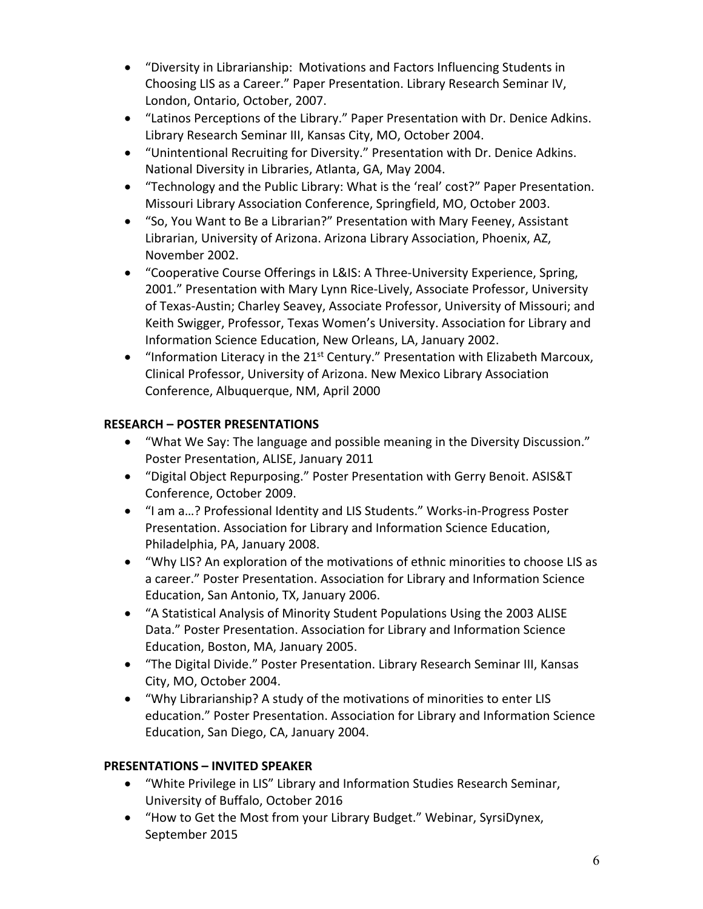- "Diversity in Librarianship: Motivations and Factors Influencing Students in Choosing LIS as a Career." Paper Presentation. Library Research Seminar IV, London, Ontario, October, 2007.
- "Latinos Perceptions of the Library." Paper Presentation with Dr. Denice Adkins. Library Research Seminar III, Kansas City, MO, October 2004.
- "Unintentional Recruiting for Diversity." Presentation with Dr. Denice Adkins. National Diversity in Libraries, Atlanta, GA, May 2004.
- "Technology and the Public Library: What is the 'real' cost?" Paper Presentation. Missouri Library Association Conference, Springfield, MO, October 2003.
- "So, You Want to Be a Librarian?" Presentation with Mary Feeney, Assistant Librarian, University of Arizona. Arizona Library Association, Phoenix, AZ, November 2002.
- "Cooperative Course Offerings in L&IS: A Three-University Experience, Spring, 2001." Presentation with Mary Lynn Rice-Lively, Associate Professor, University of Texas-Austin; Charley Seavey, Associate Professor, University of Missouri; and Keith Swigger, Professor, Texas Women's University. Association for Library and Information Science Education, New Orleans, LA, January 2002.
- "Information Literacy in the 21st Century." Presentation with Elizabeth Marcoux, Clinical Professor, University of Arizona. New Mexico Library Association Conference, Albuquerque, NM, April 2000

**RESEARCH – POSTER PRESENTATIONS**

- "What We Say: The language and possible meaning in the Diversity Discussion." Poster Presentation, ALISE, January 2011
- "Digital Object Repurposing." Poster Presentation with Gerry Benoit. ASIS&T Conference, October 2009.
- "I am a…? Professional Identity and LIS Students." Works-in-Progress Poster Presentation. Association for Library and Information Science Education, Philadelphia, PA, January 2008.
- "Why LIS? An exploration of the motivations of ethnic minorities to choose LIS as a career." Poster Presentation. Association for Library and Information Science Education, San Antonio, TX, January 2006.
- "A Statistical Analysis of Minority Student Populations Using the 2003 ALISE Data." Poster Presentation. Association for Library and Information Science Education, Boston, MA, January 2005.
- "The Digital Divide." Poster Presentation. Library Research Seminar III, Kansas City, MO, October 2004.
- "Why Librarianship? A study of the motivations of minorities to enter LIS education." Poster Presentation. Association for Library and Information Science Education, San Diego, CA, January 2004.

**PRESENTATIONS – INVITED SPEAKER**

- "White Privilege in LIS" Library and Information Studies Research Seminar, University of Buffalo, October 2016
- "How to Get the Most from your Library Budget." Webinar, SyrsiDynex, September 2015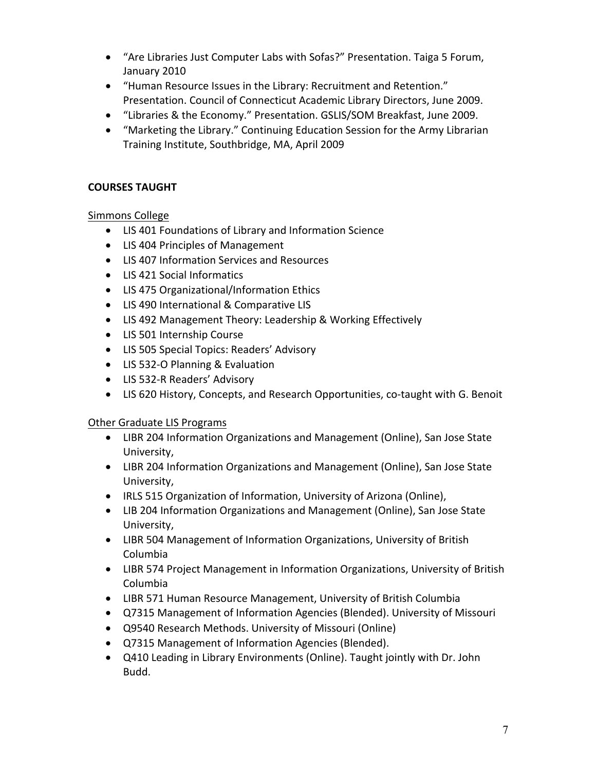- "Are Libraries Just Computer Labs with Sofas?" Presentation. Taiga 5 Forum, January 2010
- "Human Resource Issues in the Library: Recruitment and Retention." Presentation. Council of Connecticut Academic Library Directors, June 2009.
- "Libraries & the Economy." Presentation. GSLIS/SOM Breakfast, June 2009.
- "Marketing the Library." Continuing Education Session for the Army Librarian Training Institute, Southbridge, MA, April 2009

**COURSES TAUGHT**

Simmons College

- LIS 401 Foundations of Library and Information Science
- LIS 404 Principles of Management
- LIS 407 Information Services and Resources
- LIS 421 Social Informatics
- LIS 475 Organizational/Information Ethics
- LIS 490 International & Comparative LIS
- LIS 492 Management Theory: Leadership & Working Effectively
- LIS 501 Internship Course
- LIS 505 Special Topics: Readers' Advisory
- LIS 532-O Planning & Evaluation
- LIS 532-R Readers' Advisory
- LIS 620 History, Concepts, and Research Opportunities, co-taught with G. Benoit

Other Graduate LIS Programs

- LIBR 204 Information Organizations and Management (Online), San Jose State University,
- LIBR 204 Information Organizations and Management (Online), San Jose State University,
- IRLS 515 Organization of Information, University of Arizona (Online),
- LIB 204 Information Organizations and Management (Online), San Jose State University,
- LIBR 504 Management of Information Organizations, University of British Columbia
- LIBR 574 Project Management in Information Organizations, University of British Columbia
- LIBR 571 Human Resource Management, University of British Columbia
- Q7315 Management of Information Agencies (Blended). University of Missouri
- Q9540 Research Methods. University of Missouri (Online)
- Q7315 Management of Information Agencies (Blended).
- Q410 Leading in Library Environments (Online). Taught jointly with Dr. John Budd.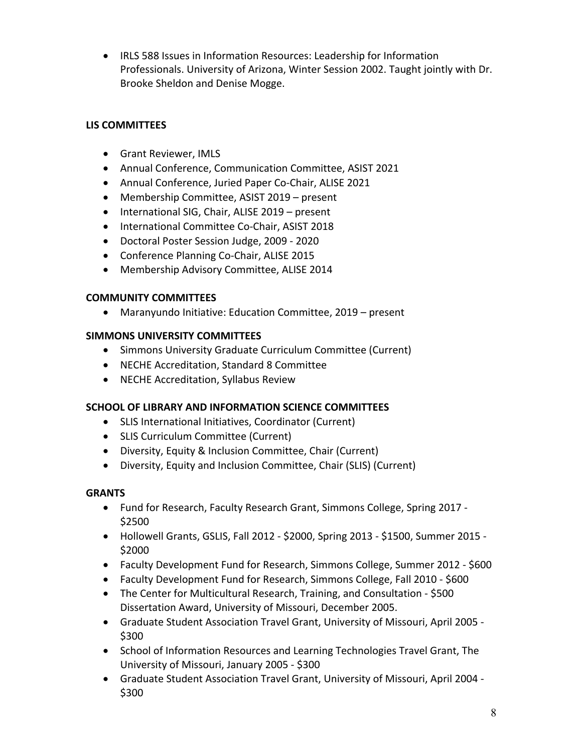- IRLS 588 Issues in Information Resources: Leadership for Information Professionals. University of Arizona, Winter Session 2002. Taught jointly with Dr. Brooke Sheldon and Denise Mogge.

## LIS COMMITTEES

- Grant Reviewer, IMLS
- Annual Conference, Communication Committee, ASIST 2021
- Annual Conference, Juried Paper Co-Chair, ALISE 2021
- Membership Committee, ASIST 2019 – present
- International SIG, Chair, ALISE 2019 – present
- International Committee Co-Chair, ASIST 2018
- Doctoral Poster Session Judge, 2009 - 2020
- Conference Planning Co-Chair, ALISE 2015
- Membership Advisory Committee, ALISE 2014

## COMMUNITY COMMITTEES

- Maranyundo Initiative: Education Committee, 2019 – present

## SIMMONS UNIVERSITY COMMITTEES

- Simmons University Graduate Curriculum Committee (Current)
- NECHE Accreditation, Standard 8 Committee
- NECHE Accreditation, Syllabus Review

## SCHOOL OF LIBRARY AND INFORMATION SCIENCE COMMITTEES

- SLIS International Initiatives, Coordinator (Current)
- SLIS Curriculum Committee (Current)
- Diversity, Equity & Inclusion Committee, Chair (Current)
- Diversity, Equity and Inclusion Committee, Chair (SLIS) (Current)

## GRANTS

- Fund for Research, Faculty Research Grant, Simmons College, Spring 2017 - $2500
- Hollowell Grants, GSLIS, Fall 2012 - $2000, Spring 2013 - $1500, Summer 2015 - $2000
- Faculty Development Fund for Research, Simmons College, Summer 2012 - $600
- Faculty Development Fund for Research, Simmons College, Fall 2010 - $600
- The Center for Multicultural Research, Training, and Consultation - $500 Dissertation Award, University of Missouri, December 2005.
- Graduate Student Association Travel Grant, University of Missouri, April 2005 - $300
- School of Information Resources and Learning Technologies Travel Grant, The University of Missouri, January 2005 - $300
- Graduate Student Association Travel Grant, University of Missouri, April 2004 - $300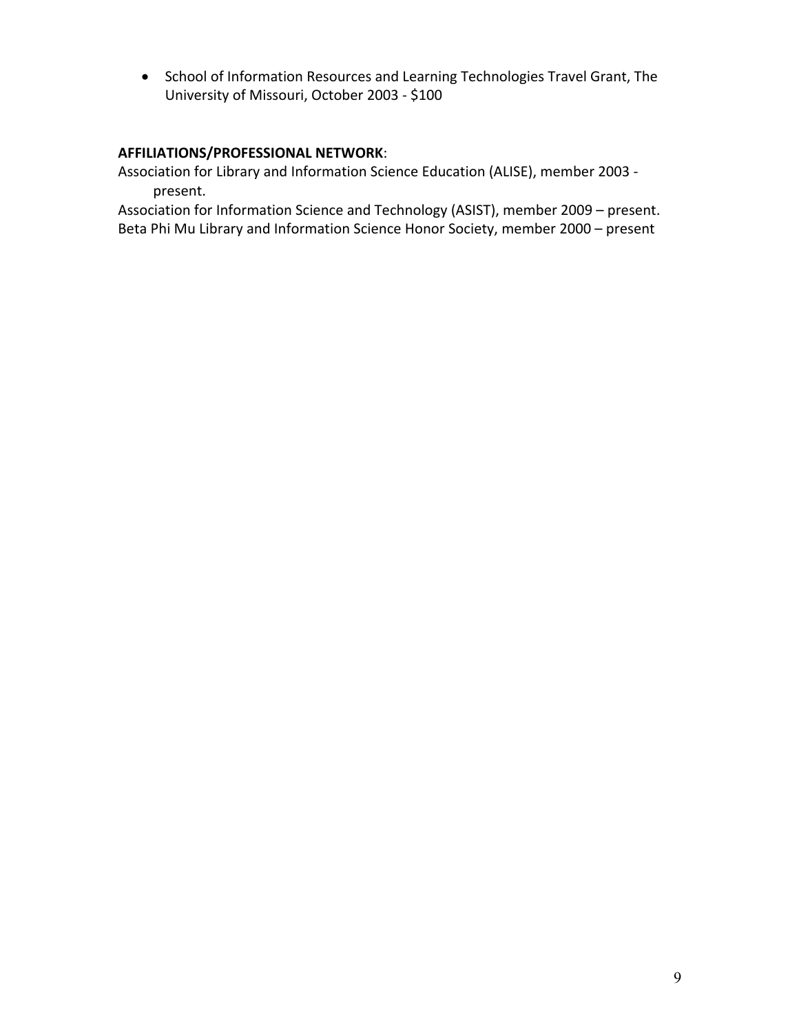- School of Information Resources and Learning Technologies Travel Grant, The University of Missouri, October 2003 - $100

**AFFILIATIONS/PROFESSIONAL NETWORK**:

Association for Library and Information Science Education (ALISE), member 2003 - present.

Association for Information Science and Technology (ASIST), member 2009 – present.

Beta Phi Mu Library and Information Science Honor Society, member 2000 – present